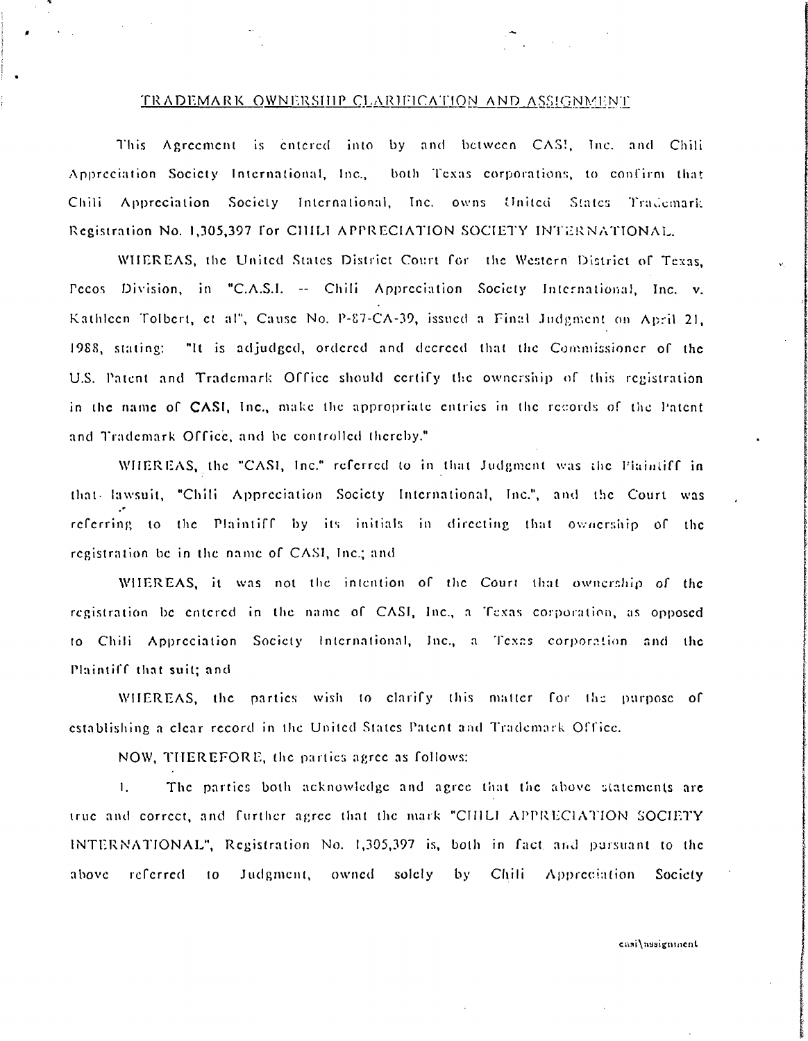# TRADEMARK OWNERSHIP CLARIFICATION AND ASSIGNMENT

This Agreement is entered into by and between CASI, Inc. and Chili Appreciation Society International, Inc., both Texas corporations, to confirm that Chili Appreciation Society International, Inc. owns United States Trademark Registration No. 1,305,397 for CHILI APPRECIATION SOCIETY INTERNATIONAL.

WHEREAS, the United States District Court for the Western District of Texas, Pecos Division, in "C.A.S.I. -- Chili Appreciation Society International, Inc. v. Kathleen Tolbert, et al", Cause No. P-87-CA-39, issued a Final Judgment on April 21, 1988, stating: "It is adjudged, ordered and decreed that the Commissioner of the U.S. Patent and Trademark Office should certify the ownership of this registration in the name of CASI, Inc., make the appropriate entries in the records of the Patent and Trademark Office, and be controlled thereby."

WHEREAS, the "CASI, Inc." referred to in that Judgment was the Plaintiff in that lawsuit, "Chili Appreciation Society International, Inc.", and the Court was referring to the Plaintiff by its initials in directing that ownership of the registration be in the name of CASI, Inc.; and

WHEREAS, it was not the intention of the Court that ownership of the registration be entered in the name of CASI, Inc., a Texas corporation, as opposed to Chili Appreciation Society International, Inc., a Texas corporation and the Plaintiff that suit; and

WHEREAS, the parties wish to clarify this matter for the purpose of establishing a clear record in the United States Patent and Trademark Office.

NOW, THEREFORE, the parties agree as follows:

1. The parties both acknowledge and agree that the above statements are true and correct, and further agree that the mark "CHILI APPRECIATION SOCIETY INTERNATIONAL", Registration No. 1,305,397 is, both in fact and pursuant to the above referred to Judgment, owned solely by Chili Appreciation Society

casi\assignment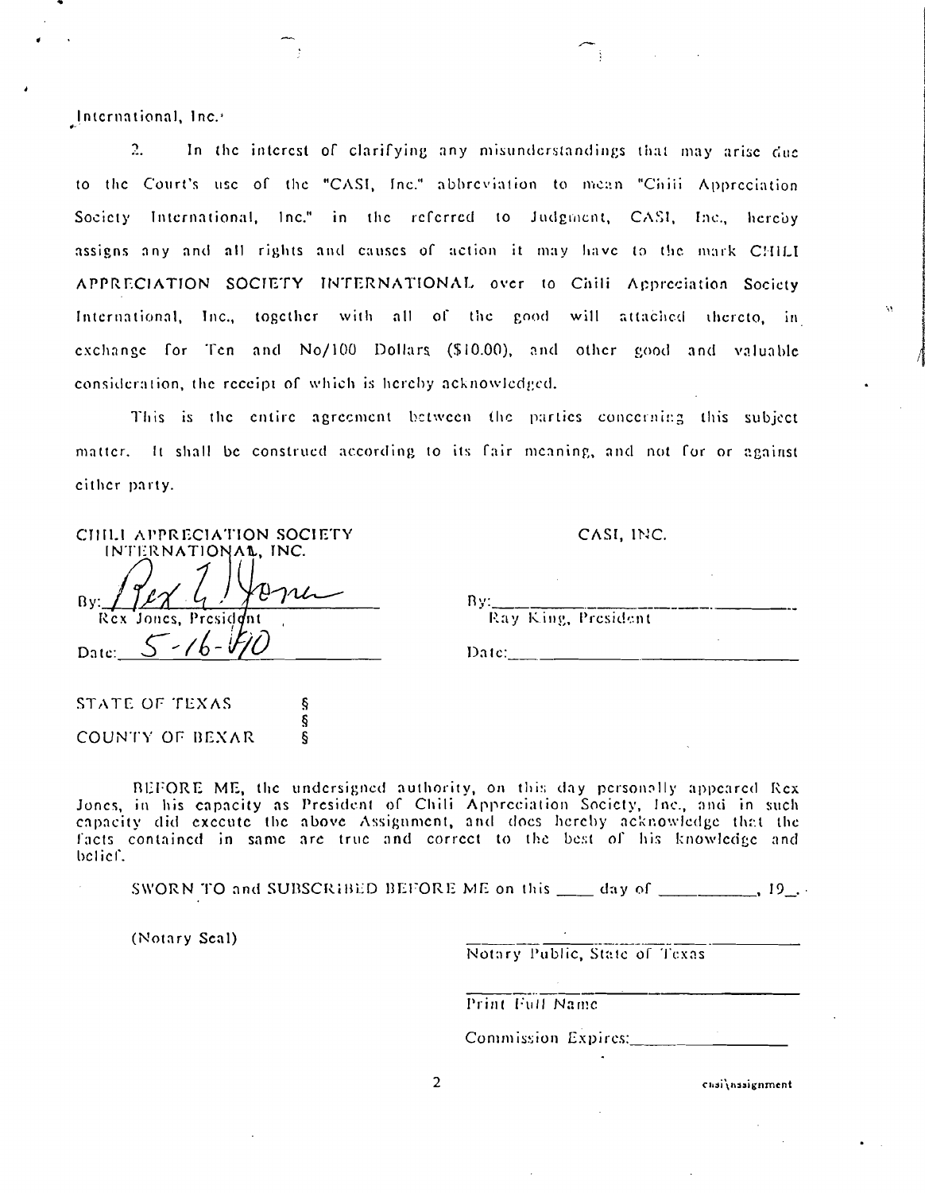International, Inc.

2. In the interest of clarifying any misunderstandings that may arise due to the Court's use of the "CASI, Inc." abbreviation to mean "Chili Appreciation Society International, Inc." in the referred to Judgment, CASI, Inc., hereby assigns any and all rights and causes of action it may have to the mark CHILI APPRECIATION SOCIETY INTERNATIONAL over to Chili Appreciation Society International, Inc., together with all of the good will attached thereto, in exchange for Ten and No/100 Dollars ($10.00), and other good and valuable consideration, the receipt of which is hereby acknowledged.

This is the entire agreement between the parties concerning this subject matter. It shall be construed according to its fair meaning, and not for or against either party.

CHILI APPRECIATION SOCIETY INTERNATIONAL, INC.

By: Rex L. Jones
Rex Jones, President

Date: 5-16-90

CASI, INC.

By:\_\_\_\_\_\_\_\_\_\_\_\_\_\_\_\_\_\_\_\_
Ray King, President

Date:\_\_\_\_\_\_\_\_\_\_\_\_\_\_\_\_\_\_\_\_

STATE OF TEXAS §
§
COUNTY OF BEXAR §

BEFORE ME, the undersigned authority, on this day personally appeared Rex Jones, in his capacity as President of Chili Appreciation Society, Inc., and in such capacity did execute the above Assignment, and does hereby acknowledge that the facts contained in same are true and correct to the best of his knowledge and belief.

SWORN TO and SUBSCRIBED BEFORE ME on this \_\_\_\_ day of \_\_\_\_\_\_\_\_\_\_, 19\_\_.

(Notary Seal)

\_\_\_\_\_\_\_\_\_\_\_\_\_\_\_\_\_\_\_\_
Notary Public, State of Texas

\_\_\_\_\_\_\_\_\_\_\_\_\_\_\_\_\_\_\_\_
Print Full Name

Commission Expires:\_\_\_\_\_\_\_\_\_\_\_\_\_\_\_\_\_\_\_\_

casi\assignment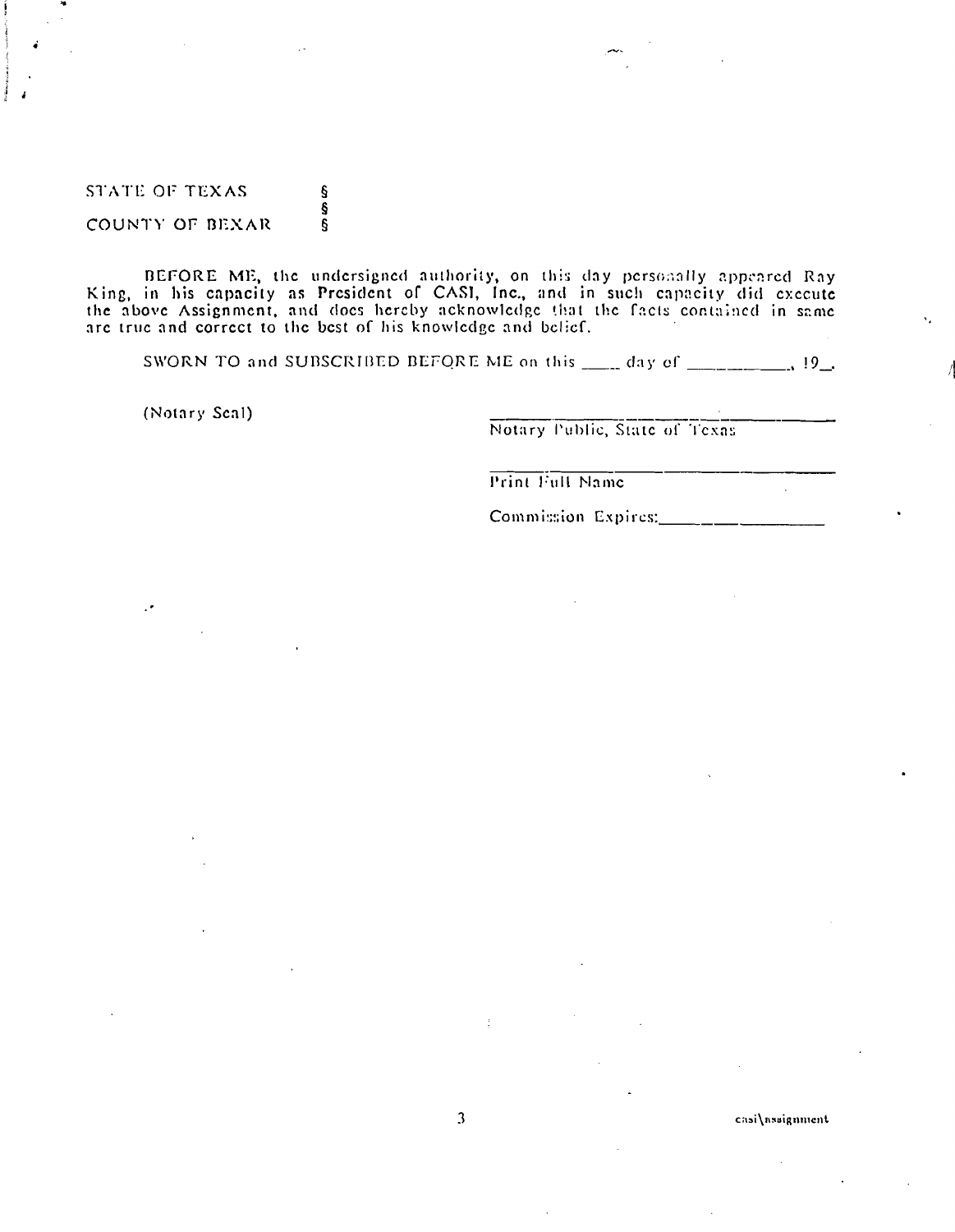STATE OF TEXAS §
§
COUNTY OF BEXAR §

BEFORE ME, the undersigned authority, on this day personally appeared Ray King, in his capacity as President of CASI, Inc., and in such capacity did execute the above Assignment, and does hereby acknowledge that the facts contained in same are true and correct to the best of his knowledge and belief.

SWORN TO and SUBSCRIBED BEFORE ME on this ____ day of __________, 19_.

(Notary Seal)

______________________________
Notary Public, State of Texas

______________________________
Print Full Name

Commission Expires:_______________

casi\assignment